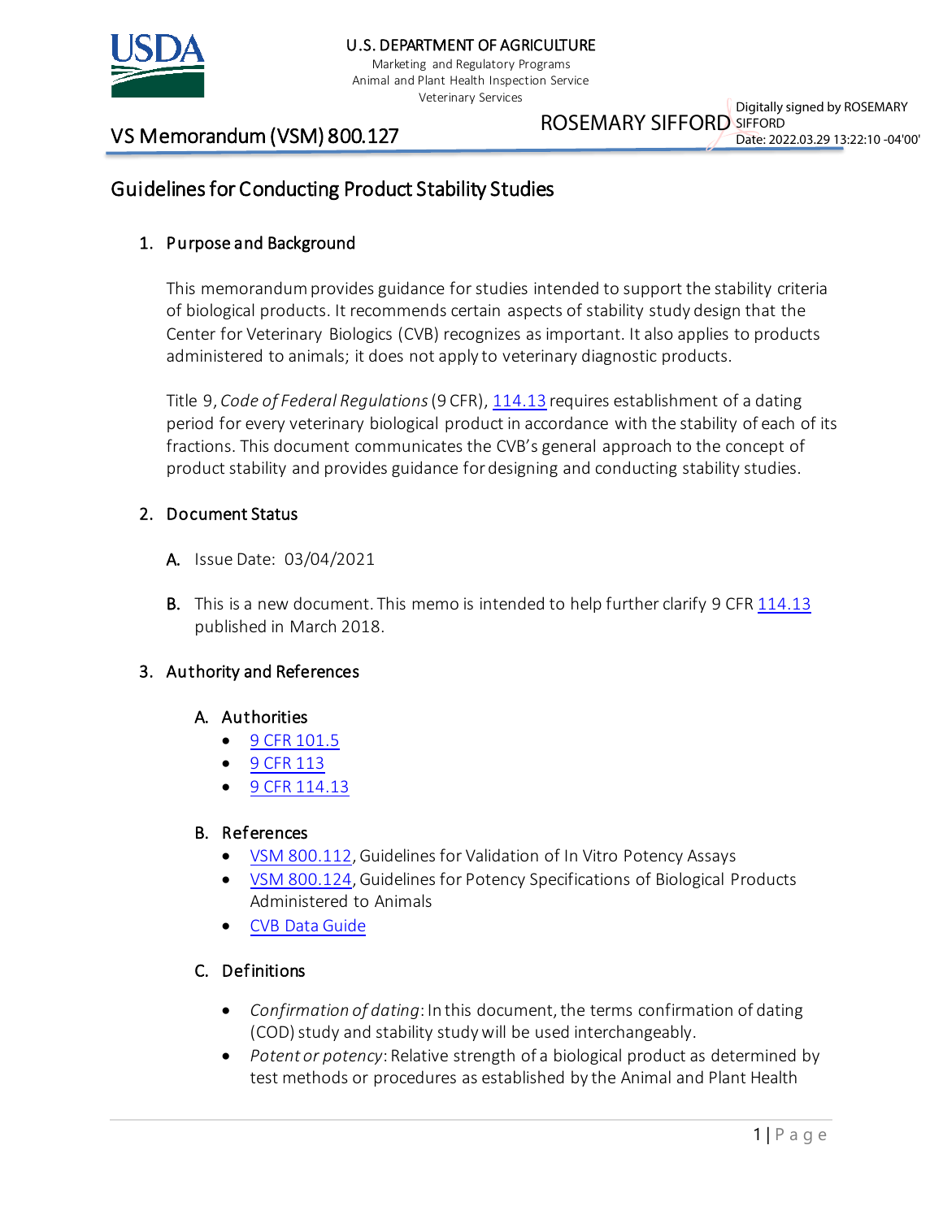U.S. DEPARTMENT OF AGRICULTURE
Marketing and Regulatory Programs
Animal and Plant Health Inspection Service
Veterinary Services

ROSEMARY SIFFORD
Digitally signed by ROSEMARY SIFFORD
Date: 2022.03.29 13:22:10 -04'00'

# VS Memorandum (VSM) 800.127

## Guidelines for Conducting Product Stability Studies

### 1. Purpose and Background

This memorandum provides guidance for studies intended to support the stability criteria of biological products. It recommends certain aspects of stability study design that the Center for Veterinary Biologics (CVB) recognizes as important. It also applies to products administered to animals; it does not apply to veterinary diagnostic products.

Title 9, *Code of Federal Regulations* (9 CFR), 114.13 requires establishment of a dating period for every veterinary biological product in accordance with the stability of each of its fractions. This document communicates the CVB's general approach to the concept of product stability and provides guidance for designing and conducting stability studies.

### 2. Document Status

**A.** Issue Date: 03/04/2021

**B.** This is a new document. This memo is intended to help further clarify 9 CFR 114.13 published in March 2018.

### 3. Authority and References

#### A. Authorities

- 9 CFR 101.5
- 9 CFR 113
- 9 CFR 114.13

#### B. References

- VSM 800.112, Guidelines for Validation of In Vitro Potency Assays
- VSM 800.124, Guidelines for Potency Specifications of Biological Products Administered to Animals
- CVB Data Guide

#### C. Definitions

- *Confirmation of dating*: In this document, the terms confirmation of dating (COD) study and stability study will be used interchangeably.
- *Potent or potency*: Relative strength of a biological product as determined by test methods or procedures as established by the Animal and Plant Health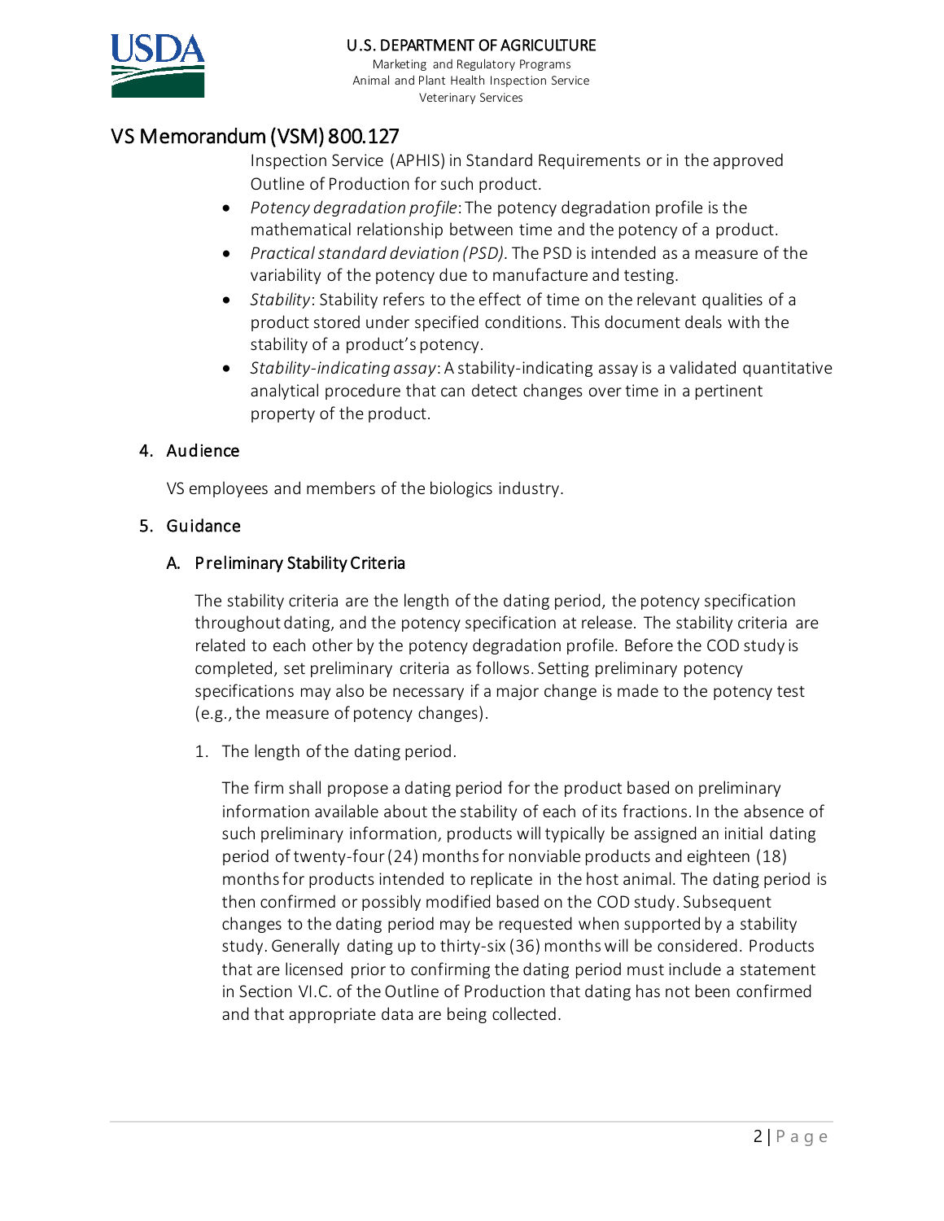Inspection Service (APHIS) in Standard Requirements or in the approved Outline of Production for such product.

- *Potency degradation profile*: The potency degradation profile is the mathematical relationship between time and the potency of a product.
- *Practical standard deviation (PSD).* The PSD is intended as a measure of the variability of the potency due to manufacture and testing.
- *Stability*: Stability refers to the effect of time on the relevant qualities of a product stored under specified conditions. This document deals with the stability of a product's potency.
- *Stability-indicating assay*: A stability-indicating assay is a validated quantitative analytical procedure that can detect changes over time in a pertinent property of the product.

## 4. Audience

VS employees and members of the biologics industry.

## 5. Guidance

### A. Preliminary Stability Criteria

The stability criteria are the length of the dating period, the potency specification throughout dating, and the potency specification at release. The stability criteria are related to each other by the potency degradation profile. Before the COD study is completed, set preliminary criteria as follows. Setting preliminary potency specifications may also be necessary if a major change is made to the potency test (e.g., the measure of potency changes).

1. The length of the dating period.

   The firm shall propose a dating period for the product based on preliminary information available about the stability of each of its fractions. In the absence of such preliminary information, products will typically be assigned an initial dating period of twenty-four (24) months for nonviable products and eighteen (18) months for products intended to replicate in the host animal. The dating period is then confirmed or possibly modified based on the COD study. Subsequent changes to the dating period may be requested when supported by a stability study. Generally dating up to thirty-six (36) months will be considered. Products that are licensed prior to confirming the dating period must include a statement in Section VI.C. of the Outline of Production that dating has not been confirmed and that appropriate data are being collected.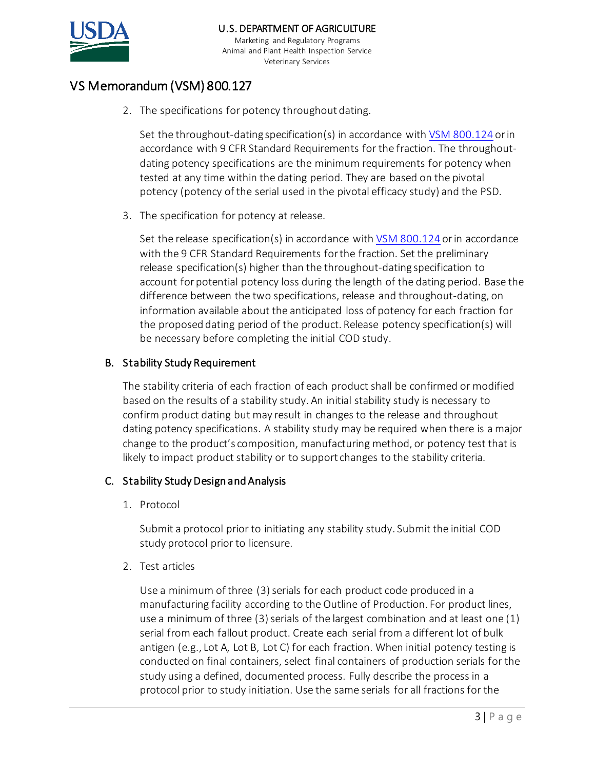2. The specifications for potency throughout dating.

   Set the throughout-dating specification(s) in accordance with VSM 800.124 or in accordance with 9 CFR Standard Requirements for the fraction. The throughout-dating potency specifications are the minimum requirements for potency when tested at any time within the dating period. They are based on the pivotal potency (potency of the serial used in the pivotal efficacy study) and the PSD.

3. The specification for potency at release.

   Set the release specification(s) in accordance with VSM 800.124 or in accordance with the 9 CFR Standard Requirements for the fraction. Set the preliminary release specification(s) higher than the throughout-dating specification to account for potential potency loss during the length of the dating period. Base the difference between the two specifications, release and throughout-dating, on information available about the anticipated loss of potency for each fraction for the proposed dating period of the product. Release potency specification(s) will be necessary before completing the initial COD study.

### B. Stability Study Requirement

The stability criteria of each fraction of each product shall be confirmed or modified based on the results of a stability study. An initial stability study is necessary to confirm product dating but may result in changes to the release and throughout dating potency specifications. A stability study may be required when there is a major change to the product's composition, manufacturing method, or potency test that is likely to impact product stability or to support changes to the stability criteria.

### C. Stability Study Design and Analysis

1. Protocol

   Submit a protocol prior to initiating any stability study. Submit the initial COD study protocol prior to licensure.

2. Test articles

   Use a minimum of three (3) serials for each product code produced in a manufacturing facility according to the Outline of Production. For product lines, use a minimum of three (3) serials of the largest combination and at least one (1) serial from each fallout product. Create each serial from a different lot of bulk antigen (e.g., Lot A, Lot B, Lot C) for each fraction. When initial potency testing is conducted on final containers, select final containers of production serials for the study using a defined, documented process. Fully describe the process in a protocol prior to study initiation. Use the same serials for all fractions for the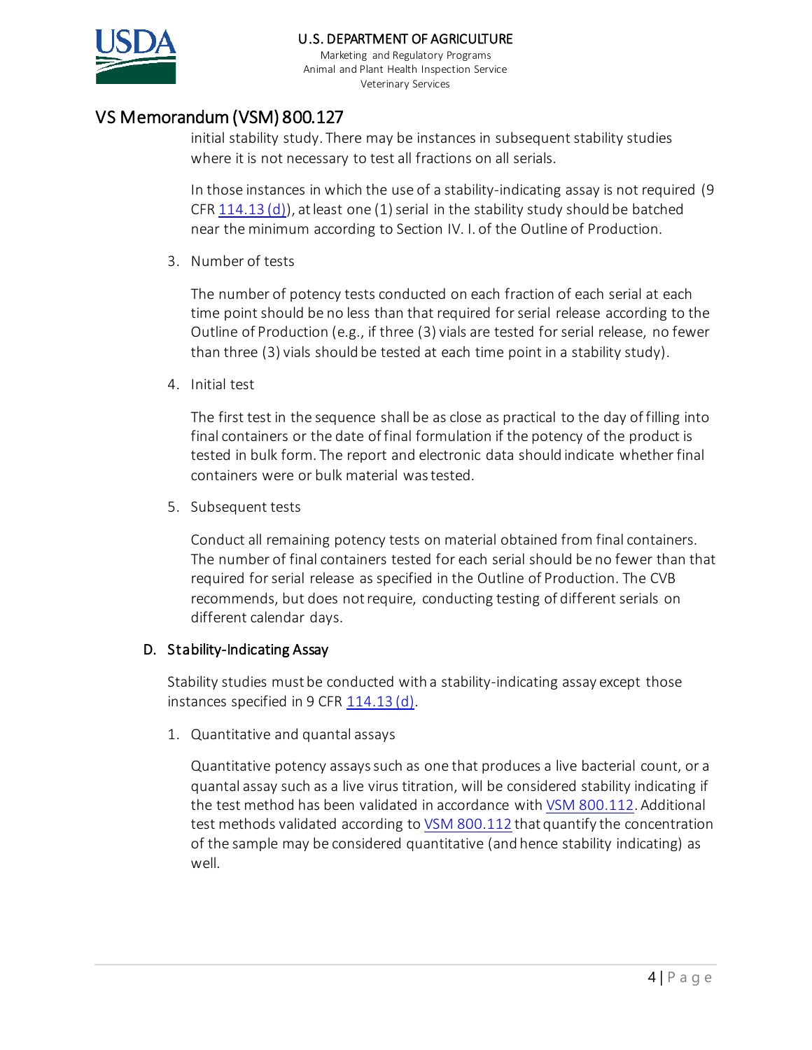initial stability study. There may be instances in subsequent stability studies where it is not necessary to test all fractions on all serials.

In those instances in which the use of a stability-indicating assay is not required (9 CFR 114.13 (d)), at least one (1) serial in the stability study should be batched near the minimum according to Section IV. I. of the Outline of Production.

3. Number of tests

   The number of potency tests conducted on each fraction of each serial at each time point should be no less than that required for serial release according to the Outline of Production (e.g., if three (3) vials are tested for serial release, no fewer than three (3) vials should be tested at each time point in a stability study).

4. Initial test

   The first test in the sequence shall be as close as practical to the day of filling into final containers or the date of final formulation if the potency of the product is tested in bulk form. The report and electronic data should indicate whether final containers were or bulk material was tested.

5. Subsequent tests

   Conduct all remaining potency tests on material obtained from final containers. The number of final containers tested for each serial should be no fewer than that required for serial release as specified in the Outline of Production. The CVB recommends, but does not require, conducting testing of different serials on different calendar days.

### D. Stability-Indicating Assay

Stability studies must be conducted with a stability-indicating assay except those instances specified in 9 CFR 114.13 (d).

1. Quantitative and quantal assays

   Quantitative potency assays such as one that produces a live bacterial count, or a quantal assay such as a live virus titration, will be considered stability indicating if the test method has been validated in accordance with VSM 800.112. Additional test methods validated according to VSM 800.112 that quantify the concentration of the sample may be considered quantitative (and hence stability indicating) as well.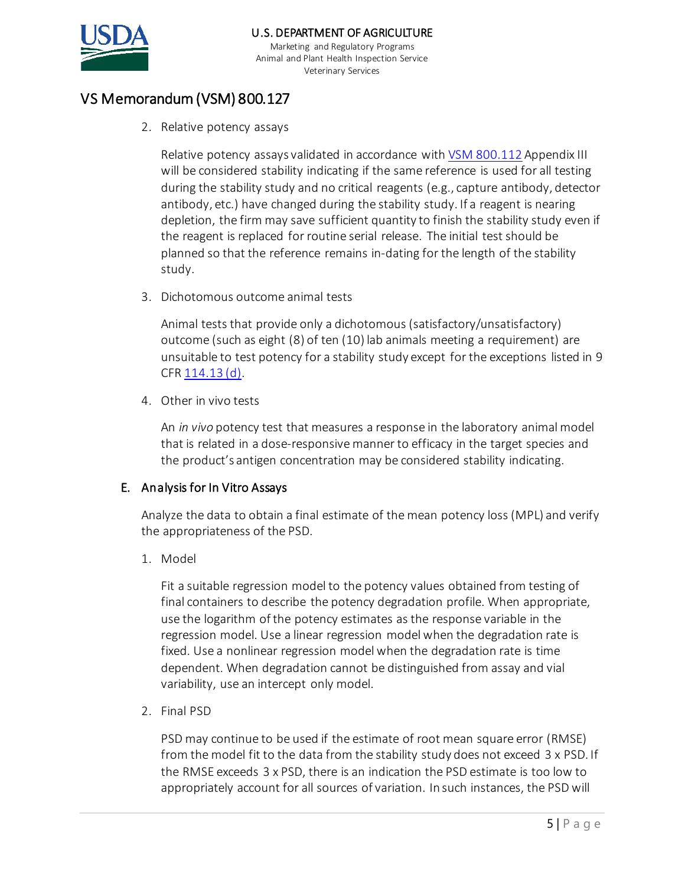2. Relative potency assays

   Relative potency assays validated in accordance with [VSM 800.112](VSM 800.112) Appendix III will be considered stability indicating if the same reference is used for all testing during the stability study and no critical reagents (e.g., capture antibody, detector antibody, etc.) have changed during the stability study. If a reagent is nearing depletion, the firm may save sufficient quantity to finish the stability study even if the reagent is replaced for routine serial release. The initial test should be planned so that the reference remains in-dating for the length of the stability study.

3. Dichotomous outcome animal tests

   Animal tests that provide only a dichotomous (satisfactory/unsatisfactory) outcome (such as eight (8) of ten (10) lab animals meeting a requirement) are unsuitable to test potency for a stability study except for the exceptions listed in 9 CFR 114.13 (d).

4. Other in vivo tests

   An *in vivo* potency test that measures a response in the laboratory animal model that is related in a dose-responsive manner to efficacy in the target species and the product's antigen concentration may be considered stability indicating.

### E. Analysis for In Vitro Assays

Analyze the data to obtain a final estimate of the mean potency loss (MPL) and verify the appropriateness of the PSD.

1. Model

   Fit a suitable regression model to the potency values obtained from testing of final containers to describe the potency degradation profile. When appropriate, use the logarithm of the potency estimates as the response variable in the regression model. Use a linear regression model when the degradation rate is fixed. Use a nonlinear regression model when the degradation rate is time dependent. When degradation cannot be distinguished from assay and vial variability, use an intercept only model.

2. Final PSD

   PSD may continue to be used if the estimate of root mean square error (RMSE) from the model fit to the data from the stability study does not exceed 3 x PSD. If the RMSE exceeds 3 x PSD, there is an indication the PSD estimate is too low to appropriately account for all sources of variation. In such instances, the PSD will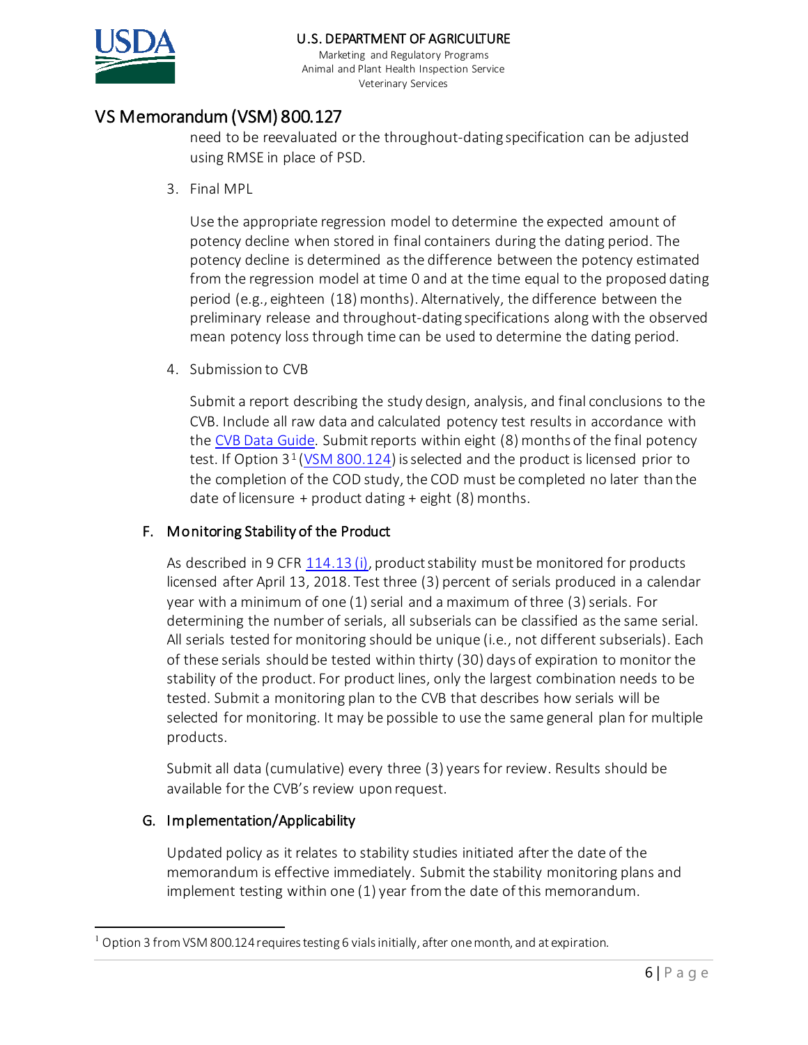need to be reevaluated or the throughout-dating specification can be adjusted using RMSE in place of PSD.

3. Final MPL

   Use the appropriate regression model to determine the expected amount of potency decline when stored in final containers during the dating period. The potency decline is determined as the difference between the potency estimated from the regression model at time 0 and at the time equal to the proposed dating period (e.g., eighteen (18) months). Alternatively, the difference between the preliminary release and throughout-dating specifications along with the observed mean potency loss through time can be used to determine the dating period.

4. Submission to CVB

   Submit a report describing the study design, analysis, and final conclusions to the CVB. Include all raw data and calculated potency test results in accordance with the CVB Data Guide. Submit reports within eight (8) months of the final potency test. If Option 3[1] (VSM 800.124) is selected and the product is licensed prior to the completion of the COD study, the COD must be completed no later than the date of licensure + product dating + eight (8) months.

## F. Monitoring Stability of the Product

As described in 9 CFR 114.13 (i), product stability must be monitored for products licensed after April 13, 2018. Test three (3) percent of serials produced in a calendar year with a minimum of one (1) serial and a maximum of three (3) serials. For determining the number of serials, all subserials can be classified as the same serial. All serials tested for monitoring should be unique (i.e., not different subserials). Each of these serials should be tested within thirty (30) days of expiration to monitor the stability of the product. For product lines, only the largest combination needs to be tested. Submit a monitoring plan to the CVB that describes how serials will be selected for monitoring. It may be possible to use the same general plan for multiple products.

Submit all data (cumulative) every three (3) years for review. Results should be available for the CVB's review upon request.

## G. Implementation/Applicability

Updated policy as it relates to stability studies initiated after the date of the memorandum is effective immediately. Submit the stability monitoring plans and implement testing within one (1) year from the date of this memorandum.

[1] Option 3 from VSM 800.124 requires testing 6 vials initially, after one month, and at expiration.